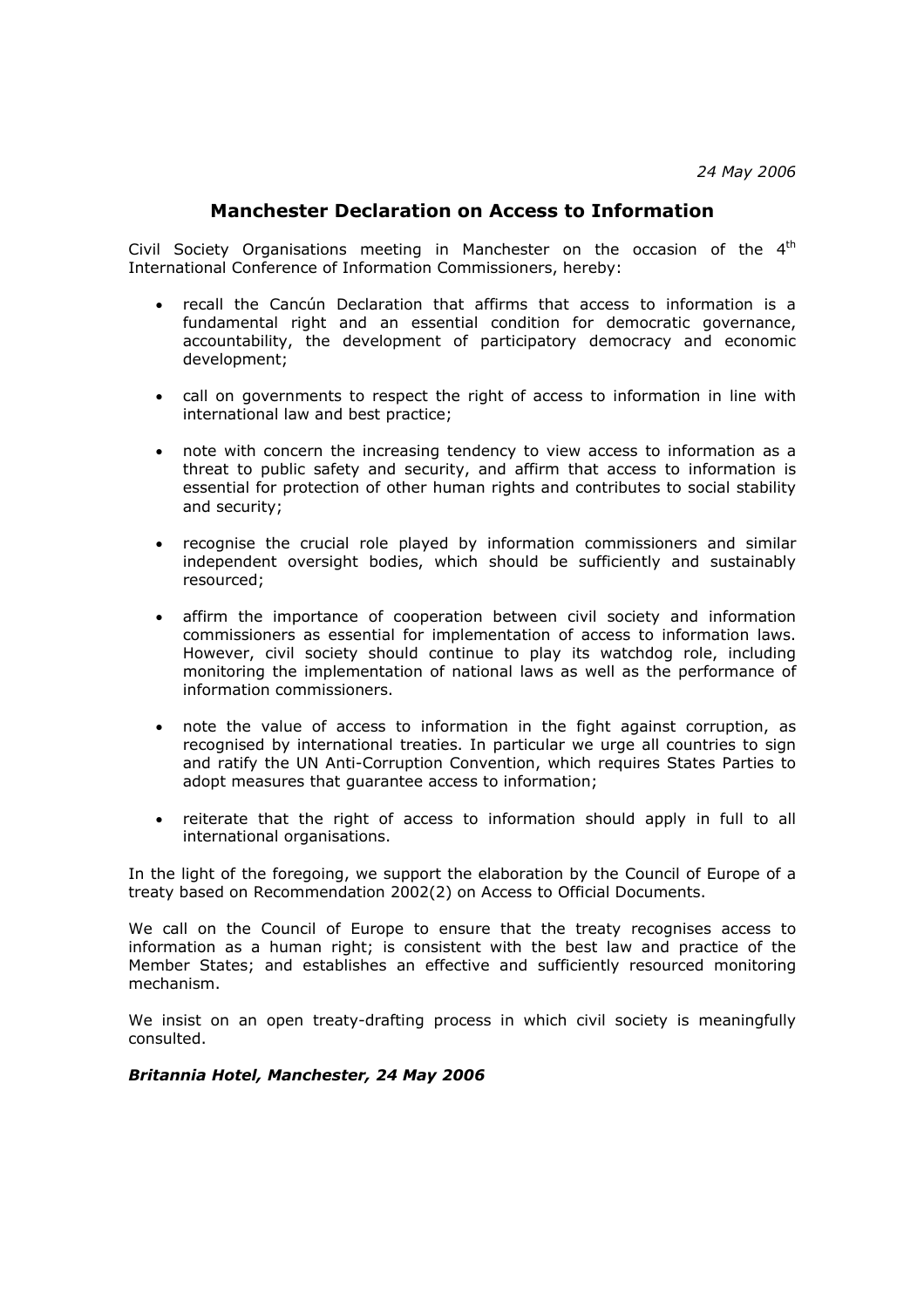*24 May 2006*

# Manchester Declaration on Access to Information

Civil Society Organisations meeting in Manchester on the occasion of the 4th International Conference of Information Commissioners, hereby:

- recall the Cancún Declaration that affirms that access to information is a fundamental right and an essential condition for democratic governance, accountability, the development of participatory democracy and economic development;

- call on governments to respect the right of access to information in line with international law and best practice;

- note with concern the increasing tendency to view access to information as a threat to public safety and security, and affirm that access to information is essential for protection of other human rights and contributes to social stability and security;

- recognise the crucial role played by information commissioners and similar independent oversight bodies, which should be sufficiently and sustainably resourced;

- affirm the importance of cooperation between civil society and information commissioners as essential for implementation of access to information laws. However, civil society should continue to play its watchdog role, including monitoring the implementation of national laws as well as the performance of information commissioners.

- note the value of access to information in the fight against corruption, as recognised by international treaties. In particular we urge all countries to sign and ratify the UN Anti-Corruption Convention, which requires States Parties to adopt measures that guarantee access to information;

- reiterate that the right of access to information should apply in full to all international organisations.

In the light of the foregoing, we support the elaboration by the Council of Europe of a treaty based on Recommendation 2002(2) on Access to Official Documents.

We call on the Council of Europe to ensure that the treaty recognises access to information as a human right; is consistent with the best law and practice of the Member States; and establishes an effective and sufficiently resourced monitoring mechanism.

We insist on an open treaty-drafting process in which civil society is meaningfully consulted.

***Britannia Hotel, Manchester, 24 May 2006***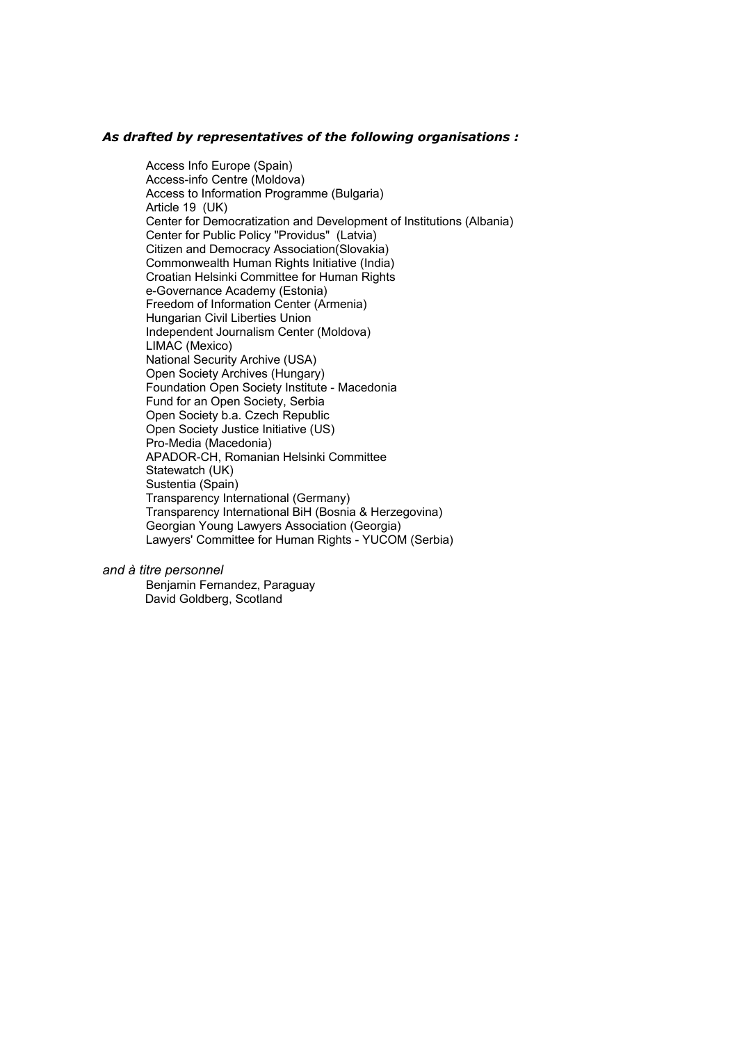***As drafted by representatives of the following organisations :***

Access Info Europe (Spain)
Access-info Centre (Moldova)
Access to Information Programme (Bulgaria)
Article 19 (UK)
Center for Democratization and Development of Institutions (Albania)
Center for Public Policy "Providus" (Latvia)
Citizen and Democracy Association(Slovakia)
Commonwealth Human Rights Initiative (India)
Croatian Helsinki Committee for Human Rights
e-Governance Academy (Estonia)
Freedom of Information Center (Armenia)
Hungarian Civil Liberties Union
Independent Journalism Center (Moldova)
LIMAC (Mexico)
National Security Archive (USA)
Open Society Archives (Hungary)
Foundation Open Society Institute - Macedonia
Fund for an Open Society, Serbia
Open Society b.a. Czech Republic
Open Society Justice Initiative (US)
Pro-Media (Macedonia)
APADOR-CH, Romanian Helsinki Committee
Statewatch (UK)
Sustentia (Spain)
Transparency International (Germany)
Transparency International BiH (Bosnia & Herzegovina)
Georgian Young Lawyers Association (Georgia)
Lawyers' Committee for Human Rights - YUCOM (Serbia)

*and à titre personnel*

Benjamin Fernandez, Paraguay
David Goldberg, Scotland